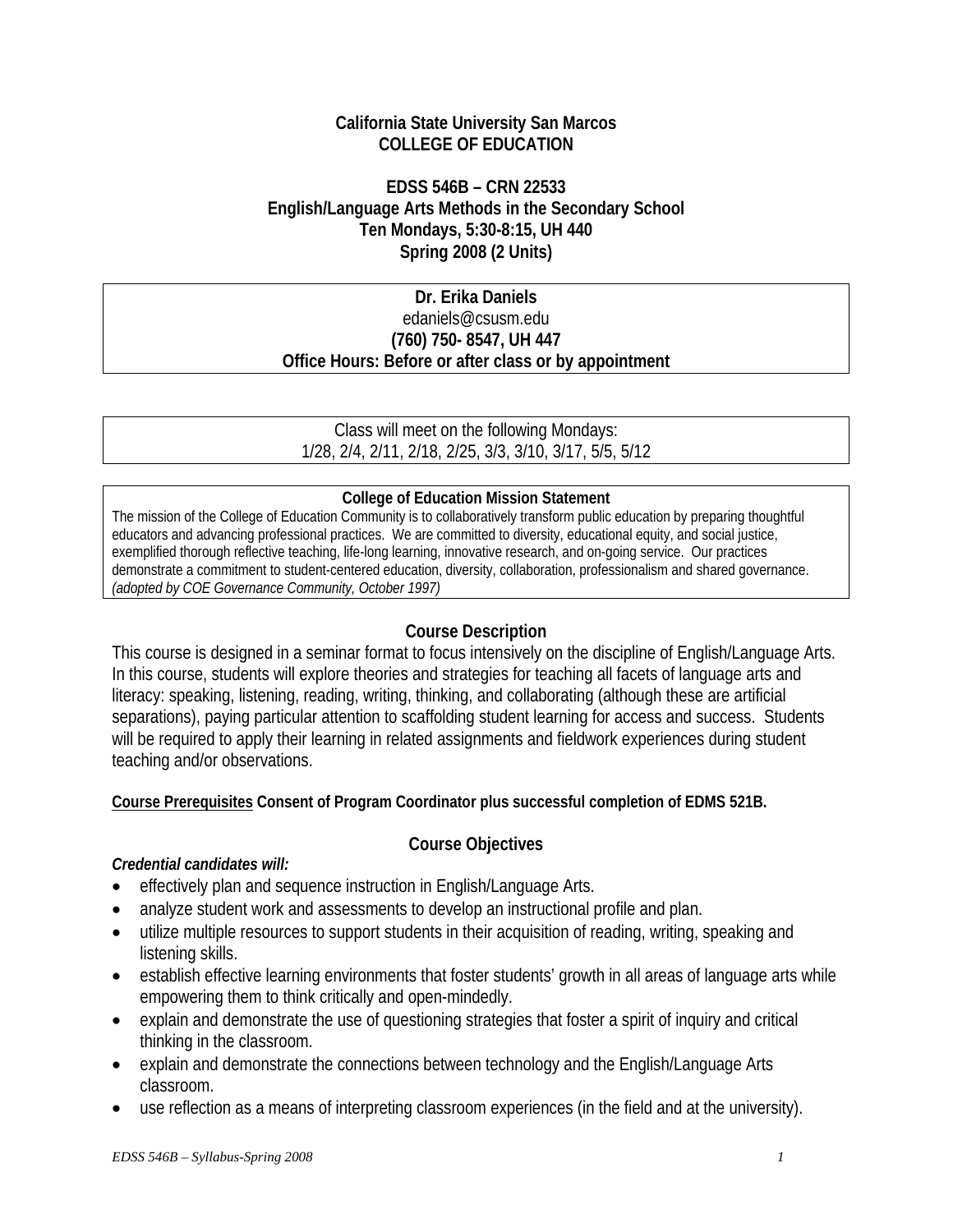**California State University San Marcos**
**COLLEGE OF EDUCATION**

**EDSS 546B – CRN 22533**
**English/Language Arts Methods in the Secondary School**
**Ten Mondays, 5:30-8:15, UH 440**
**Spring 2008 (2 Units)**

**Dr. Erika Daniels**
edaniels@csusm.edu
**(760) 750- 8547, UH 447**
**Office Hours: Before or after class or by appointment**

Class will meet on the following Mondays:
1/28, 2/4, 2/11, 2/18, 2/25, 3/3, 3/10, 3/17, 5/5, 5/12

**College of Education Mission Statement**
The mission of the College of Education Community is to collaboratively transform public education by preparing thoughtful educators and advancing professional practices. We are committed to diversity, educational equity, and social justice, exemplified thorough reflective teaching, life-long learning, innovative research, and on-going service. Our practices demonstrate a commitment to student-centered education, diversity, collaboration, professionalism and shared governance.
*(adopted by COE Governance Community, October 1997)*

## Course Description

This course is designed in a seminar format to focus intensively on the discipline of English/Language Arts. In this course, students will explore theories and strategies for teaching all facets of language arts and literacy: speaking, listening, reading, writing, thinking, and collaborating (although these are artificial separations), paying particular attention to scaffolding student learning for access and success. Students will be required to apply their learning in related assignments and fieldwork experiences during student teaching and/or observations.

**Course Prerequisites Consent of Program Coordinator plus successful completion of EDMS 521B.**

## Course Objectives

***Credential candidates will:***

- effectively plan and sequence instruction in English/Language Arts.
- analyze student work and assessments to develop an instructional profile and plan.
- utilize multiple resources to support students in their acquisition of reading, writing, speaking and listening skills.
- establish effective learning environments that foster students' growth in all areas of language arts while empowering them to think critically and open-mindedly.
- explain and demonstrate the use of questioning strategies that foster a spirit of inquiry and critical thinking in the classroom.
- explain and demonstrate the connections between technology and the English/Language Arts classroom.
- use reflection as a means of interpreting classroom experiences (in the field and at the university).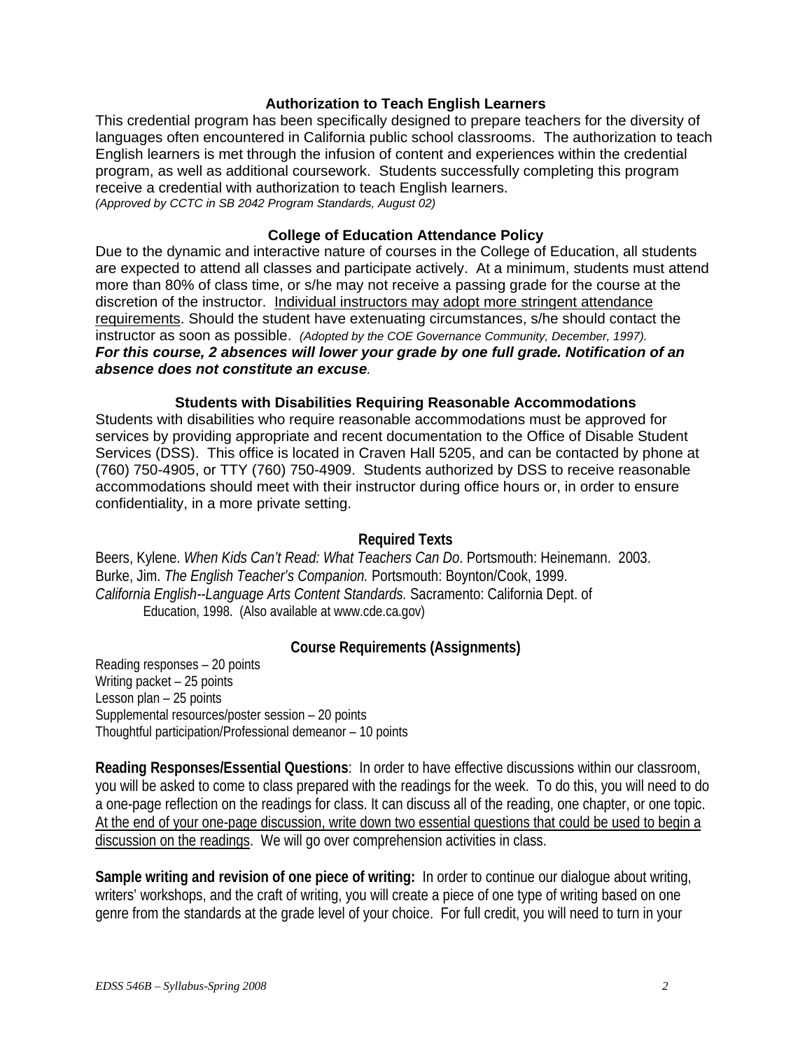### Authorization to Teach English Learners

This credential program has been specifically designed to prepare teachers for the diversity of languages often encountered in California public school classrooms. The authorization to teach English learners is met through the infusion of content and experiences within the credential program, as well as additional coursework. Students successfully completing this program receive a credential with authorization to teach English learners.
*(Approved by CCTC in SB 2042 Program Standards, August 02)*

### College of Education Attendance Policy

Due to the dynamic and interactive nature of courses in the College of Education, all students are expected to attend all classes and participate actively. At a minimum, students must attend more than 80% of class time, or s/he may not receive a passing grade for the course at the discretion of the instructor. Individual instructors may adopt more stringent attendance requirements. Should the student have extenuating circumstances, s/he should contact the instructor as soon as possible. *(Adopted by the COE Governance Community, December, 1997).*
***For this course, 2 absences will lower your grade by one full grade. Notification of an absence does not constitute an excuse.***

### Students with Disabilities Requiring Reasonable Accommodations

Students with disabilities who require reasonable accommodations must be approved for services by providing appropriate and recent documentation to the Office of Disable Student Services (DSS). This office is located in Craven Hall 5205, and can be contacted by phone at (760) 750-4905, or TTY (760) 750-4909. Students authorized by DSS to receive reasonable accommodations should meet with their instructor during office hours or, in order to ensure confidentiality, in a more private setting.

### Required Texts

Beers, Kylene. *When Kids Can't Read: What Teachers Can Do*. Portsmouth: Heinemann. 2003.
Burke, Jim. *The English Teacher's Companion.* Portsmouth: Boynton/Cook, 1999.
*California English--Language Arts Content Standards.* Sacramento: California Dept. of Education, 1998. (Also available at www.cde.ca.gov)

### Course Requirements (Assignments)

Reading responses – 20 points
Writing packet – 25 points
Lesson plan – 25 points
Supplemental resources/poster session – 20 points
Thoughtful participation/Professional demeanor – 10 points

**Reading Responses/Essential Questions**: In order to have effective discussions within our classroom, you will be asked to come to class prepared with the readings for the week. To do this, you will need to do a one-page reflection on the readings for class. It can discuss all of the reading, one chapter, or one topic. At the end of your one-page discussion, write down two essential questions that could be used to begin a discussion on the readings. We will go over comprehension activities in class.

**Sample writing and revision of one piece of writing:** In order to continue our dialogue about writing, writers' workshops, and the craft of writing, you will create a piece of one type of writing based on one genre from the standards at the grade level of your choice. For full credit, you will need to turn in your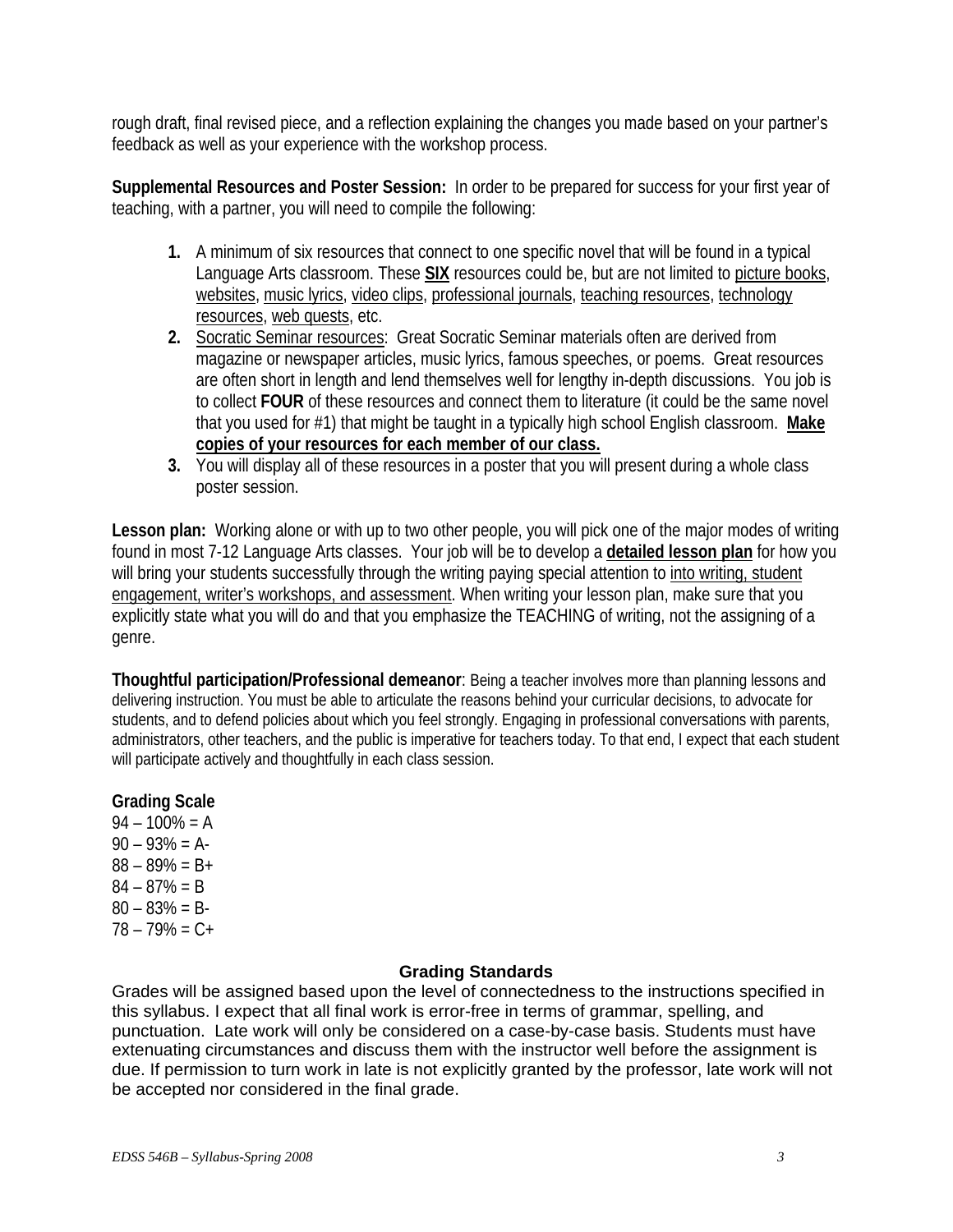rough draft, final revised piece, and a reflection explaining the changes you made based on your partner's feedback as well as your experience with the workshop process.

**Supplemental Resources and Poster Session:** In order to be prepared for success for your first year of teaching, with a partner, you will need to compile the following:

1. A minimum of six resources that connect to one specific novel that will be found in a typical Language Arts classroom. These **SIX** resources could be, but are not limited to picture books, websites, music lyrics, video clips, professional journals, teaching resources, technology resources, web quests, etc.
2. Socratic Seminar resources: Great Socratic Seminar materials often are derived from magazine or newspaper articles, music lyrics, famous speeches, or poems. Great resources are often short in length and lend themselves well for lengthy in-depth discussions. You job is to collect **FOUR** of these resources and connect them to literature (it could be the same novel that you used for #1) that might be taught in a typically high school English classroom. **Make copies of your resources for each member of our class.**
3. You will display all of these resources in a poster that you will present during a whole class poster session.

**Lesson plan:** Working alone or with up to two other people, you will pick one of the major modes of writing found in most 7-12 Language Arts classes. Your job will be to develop a **detailed lesson plan** for how you will bring your students successfully through the writing paying special attention to into writing, student engagement, writer's workshops, and assessment. When writing your lesson plan, make sure that you explicitly state what you will do and that you emphasize the TEACHING of writing, not the assigning of a genre.

**Thoughtful participation/Professional demeanor**: Being a teacher involves more than planning lessons and delivering instruction. You must be able to articulate the reasons behind your curricular decisions, to advocate for students, and to defend policies about which you feel strongly. Engaging in professional conversations with parents, administrators, other teachers, and the public is imperative for teachers today. To that end, I expect that each student will participate actively and thoughtfully in each class session.

**Grading Scale**

94 – 100% = A
90 – 93% = A-
88 – 89% = B+
84 – 87% = B
80 – 83% = B-
78 – 79% = C+

## Grading Standards

Grades will be assigned based upon the level of connectedness to the instructions specified in this syllabus. I expect that all final work is error-free in terms of grammar, spelling, and punctuation. Late work will only be considered on a case-by-case basis. Students must have extenuating circumstances and discuss them with the instructor well before the assignment is due. If permission to turn work in late is not explicitly granted by the professor, late work will not be accepted nor considered in the final grade.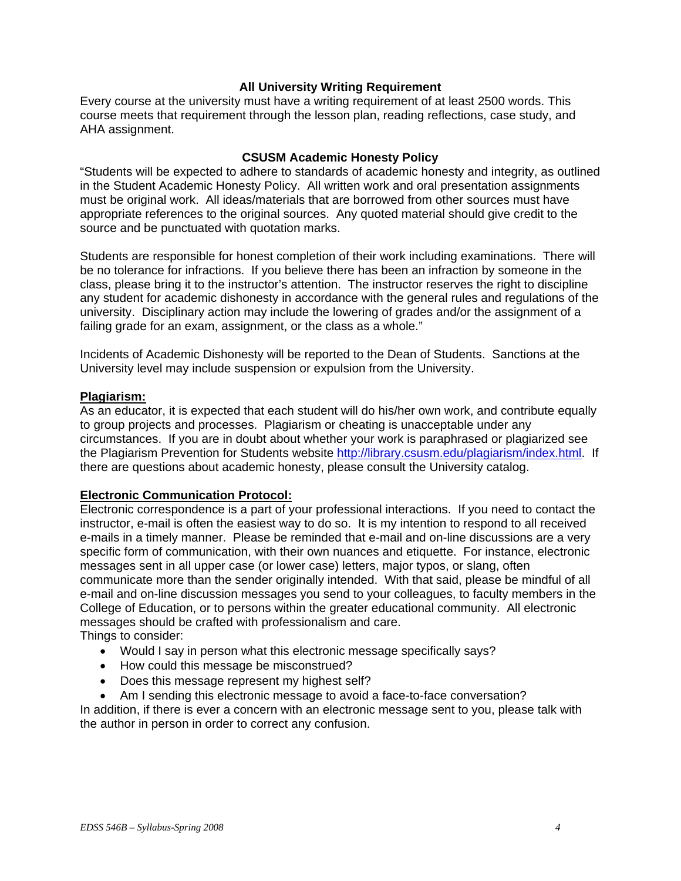## All University Writing Requirement

Every course at the university must have a writing requirement of at least 2500 words. This course meets that requirement through the lesson plan, reading reflections, case study, and AHA assignment.

## CSUSM Academic Honesty Policy

"Students will be expected to adhere to standards of academic honesty and integrity, as outlined in the Student Academic Honesty Policy. All written work and oral presentation assignments must be original work. All ideas/materials that are borrowed from other sources must have appropriate references to the original sources. Any quoted material should give credit to the source and be punctuated with quotation marks.

Students are responsible for honest completion of their work including examinations. There will be no tolerance for infractions. If you believe there has been an infraction by someone in the class, please bring it to the instructor's attention. The instructor reserves the right to discipline any student for academic dishonesty in accordance with the general rules and regulations of the university. Disciplinary action may include the lowering of grades and/or the assignment of a failing grade for an exam, assignment, or the class as a whole."

Incidents of Academic Dishonesty will be reported to the Dean of Students. Sanctions at the University level may include suspension or expulsion from the University.

**Plagiarism:**

As an educator, it is expected that each student will do his/her own work, and contribute equally to group projects and processes. Plagiarism or cheating is unacceptable under any circumstances. If you are in doubt about whether your work is paraphrased or plagiarized see the Plagiarism Prevention for Students website http://library.csusm.edu/plagiarism/index.html. If there are questions about academic honesty, please consult the University catalog.

**Electronic Communication Protocol:**

Electronic correspondence is a part of your professional interactions. If you need to contact the instructor, e-mail is often the easiest way to do so. It is my intention to respond to all received e-mails in a timely manner. Please be reminded that e-mail and on-line discussions are a very specific form of communication, with their own nuances and etiquette. For instance, electronic messages sent in all upper case (or lower case) letters, major typos, or slang, often communicate more than the sender originally intended. With that said, please be mindful of all e-mail and on-line discussion messages you send to your colleagues, to faculty members in the College of Education, or to persons within the greater educational community. All electronic messages should be crafted with professionalism and care.

Things to consider:

- Would I say in person what this electronic message specifically says?
- How could this message be misconstrued?
- Does this message represent my highest self?
- Am I sending this electronic message to avoid a face-to-face conversation?

In addition, if there is ever a concern with an electronic message sent to you, please talk with the author in person in order to correct any confusion.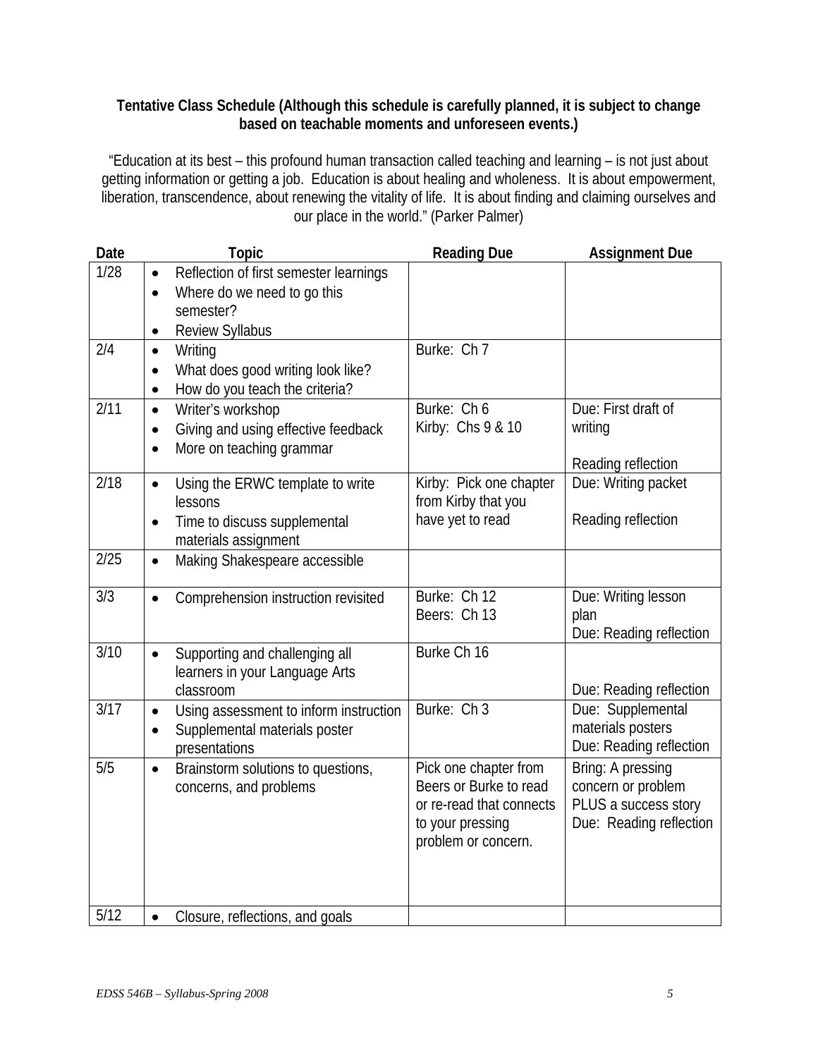**Tentative Class Schedule (Although this schedule is carefully planned, it is subject to change based on teachable moments and unforeseen events.)**

"Education at its best – this profound human transaction called teaching and learning – is not just about getting information or getting a job. Education is about healing and wholeness. It is about empowerment, liberation, transcendence, about renewing the vitality of life. It is about finding and claiming ourselves and our place in the world." (Parker Palmer)

| Date | Topic | Reading Due | Assignment Due |
|---|---|---|---|
| 1/28 | • Reflection of first semester learnings<br>• Where do we need to go this semester?<br>• Review Syllabus | | |
| 2/4 | • Writing<br>• What does good writing look like?<br>• How do you teach the criteria? | Burke: Ch 7 | |
| 2/11 | • Writer's workshop<br>• Giving and using effective feedback<br>• More on teaching grammar | Burke: Ch 6<br>Kirby: Chs 9 & 10 | Due: First draft of writing<br><br>Reading reflection |
| 2/18 | • Using the ERWC template to write lessons<br>• Time to discuss supplemental materials assignment | Kirby: Pick one chapter from Kirby that you have yet to read | Due: Writing packet<br><br>Reading reflection |
| 2/25 | • Making Shakespeare accessible | | |
| 3/3 | • Comprehension instruction revisited | Burke: Ch 12<br>Beers: Ch 13 | Due: Writing lesson plan<br>Due: Reading reflection |
| 3/10 | • Supporting and challenging all learners in your Language Arts classroom | Burke Ch 16 | Due: Reading reflection |
| 3/17 | • Using assessment to inform instruction<br>• Supplemental materials poster presentations | Burke: Ch 3 | Due: Supplemental materials posters<br>Due: Reading reflection |
| 5/5 | • Brainstorm solutions to questions, concerns, and problems | Pick one chapter from Beers or Burke to read or re-read that connects to your pressing problem or concern. | Bring: A pressing concern or problem PLUS a success story<br>Due: Reading reflection |
| 5/12 | • Closure, reflections, and goals | | |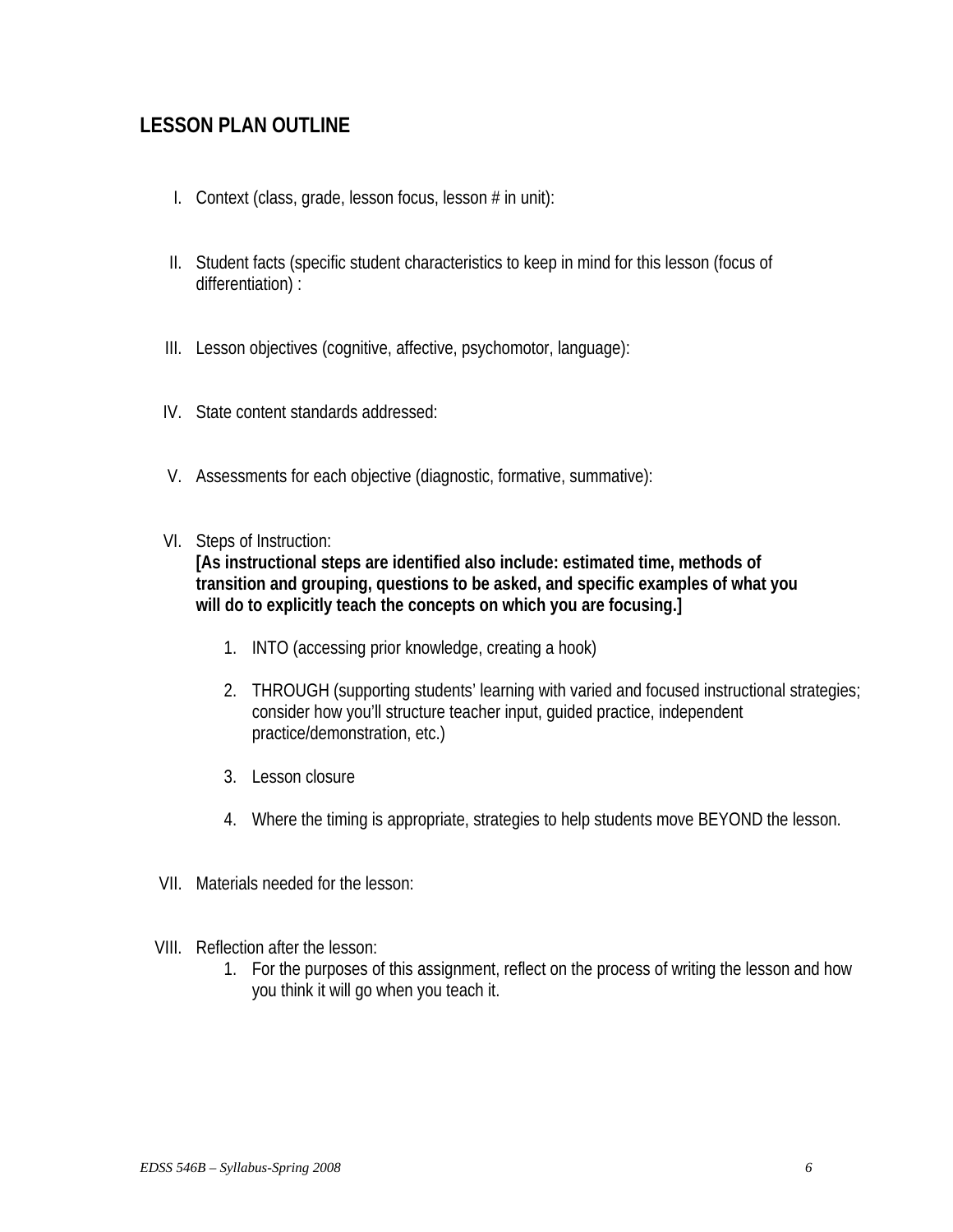## LESSON PLAN OUTLINE

I. Context (class, grade, lesson focus, lesson # in unit):

II. Student facts (specific student characteristics to keep in mind for this lesson (focus of differentiation) :

III. Lesson objectives (cognitive, affective, psychomotor, language):

IV. State content standards addressed:

V. Assessments for each objective (diagnostic, formative, summative):

VI. Steps of Instruction:
**[As instructional steps are identified also include: estimated time, methods of transition and grouping, questions to be asked, and specific examples of what you will do to explicitly teach the concepts on which you are focusing.]**

   1. INTO (accessing prior knowledge, creating a hook)

   2. THROUGH (supporting students' learning with varied and focused instructional strategies; consider how you'll structure teacher input, guided practice, independent practice/demonstration, etc.)

   3. Lesson closure

   4. Where the timing is appropriate, strategies to help students move BEYOND the lesson.

VII. Materials needed for the lesson:

VIII. Reflection after the lesson:
   1. For the purposes of this assignment, reflect on the process of writing the lesson and how you think it will go when you teach it.